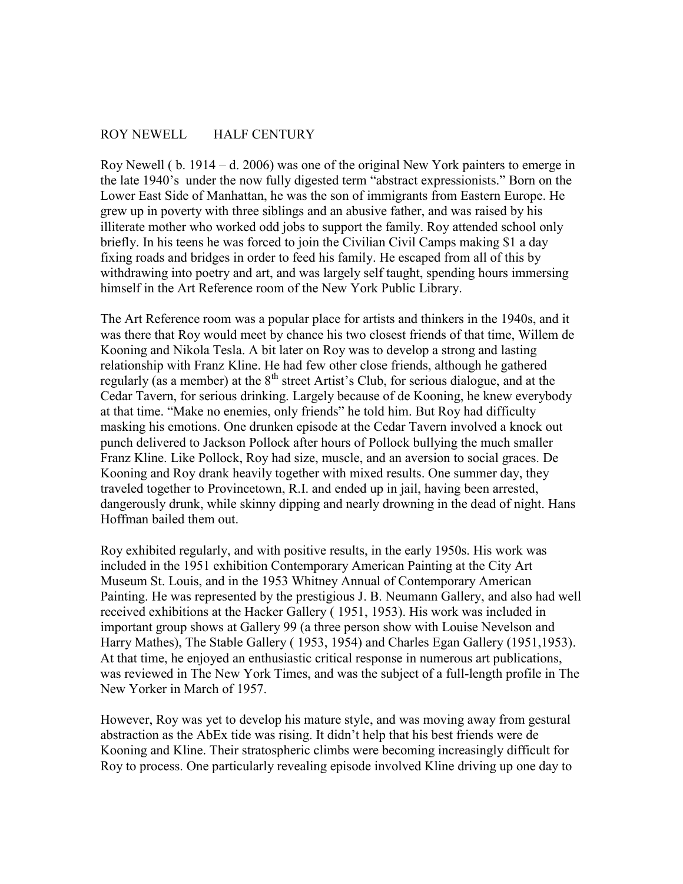ROY NEWELL        HALF CENTURY

Roy Newell ( b. 1914 – d. 2006) was one of the original New York painters to emerge in the late 1940's  under the now fully digested term "abstract expressionists." Born on the Lower East Side of Manhattan, he was the son of immigrants from Eastern Europe. He grew up in poverty with three siblings and an abusive father, and was raised by his illiterate mother who worked odd jobs to support the family. Roy attended school only briefly. In his teens he was forced to join the Civilian Civil Camps making $1 a day fixing roads and bridges in order to feed his family. He escaped from all of this by withdrawing into poetry and art, and was largely self taught, spending hours immersing himself in the Art Reference room of the New York Public Library.

The Art Reference room was a popular place for artists and thinkers in the 1940s, and it was there that Roy would meet by chance his two closest friends of that time, Willem de Kooning and Nikola Tesla. A bit later on Roy was to develop a strong and lasting relationship with Franz Kline. He had few other close friends, although he gathered regularly (as a member) at the 8th street Artist's Club, for serious dialogue, and at the Cedar Tavern, for serious drinking. Largely because of de Kooning, he knew everybody at that time. "Make no enemies, only friends" he told him. But Roy had difficulty masking his emotions. One drunken episode at the Cedar Tavern involved a knock out punch delivered to Jackson Pollock after hours of Pollock bullying the much smaller Franz Kline. Like Pollock, Roy had size, muscle, and an aversion to social graces. De Kooning and Roy drank heavily together with mixed results. One summer day, they traveled together to Provincetown, R.I. and ended up in jail, having been arrested, dangerously drunk, while skinny dipping and nearly drowning in the dead of night. Hans Hoffman bailed them out.

Roy exhibited regularly, and with positive results, in the early 1950s. His work was included in the 1951 exhibition Contemporary American Painting at the City Art Museum St. Louis, and in the 1953 Whitney Annual of Contemporary American Painting. He was represented by the prestigious J. B. Neumann Gallery, and also had well received exhibitions at the Hacker Gallery ( 1951, 1953). His work was included in important group shows at Gallery 99 (a three person show with Louise Nevelson and Harry Mathes), The Stable Gallery ( 1953, 1954) and Charles Egan Gallery (1951,1953). At that time, he enjoyed an enthusiastic critical response in numerous art publications, was reviewed in The New York Times, and was the subject of a full-length profile in The New Yorker in March of 1957.

However, Roy was yet to develop his mature style, and was moving away from gestural abstraction as the AbEx tide was rising. It didn't help that his best friends were de Kooning and Kline. Their stratospheric climbs were becoming increasingly difficult for Roy to process. One particularly revealing episode involved Kline driving up one day to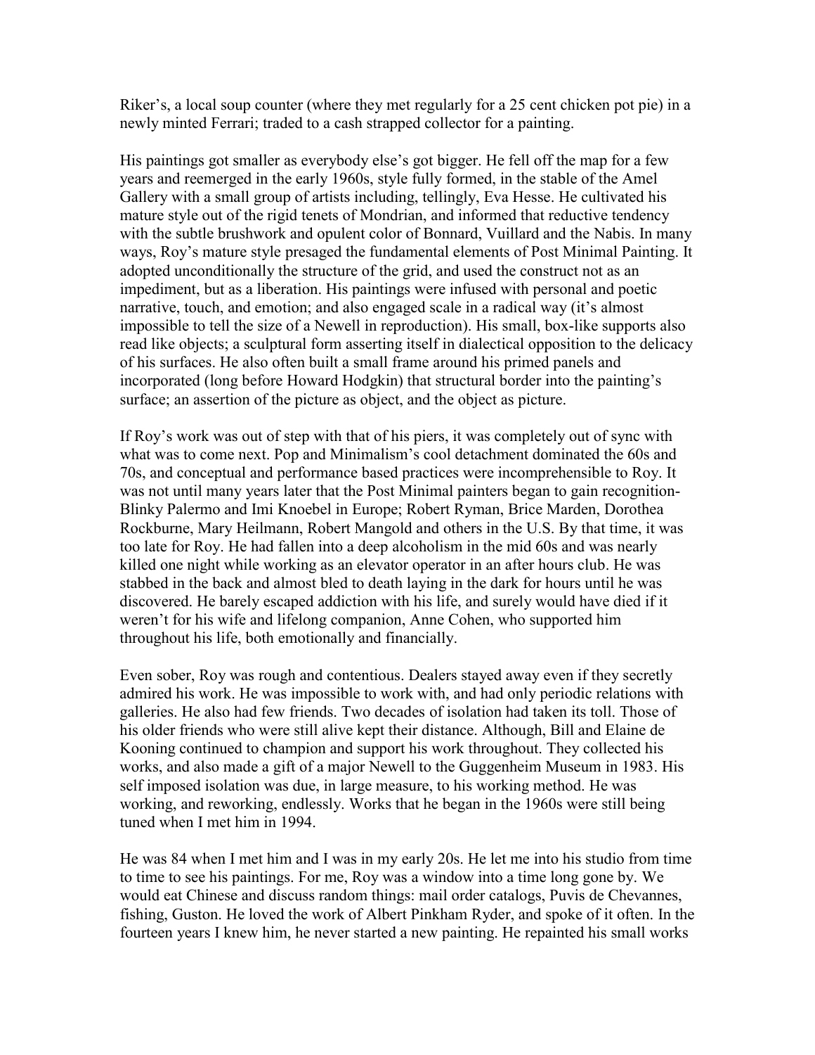Riker's, a local soup counter (where they met regularly for a 25 cent chicken pot pie) in a newly minted Ferrari; traded to a cash strapped collector for a painting.

His paintings got smaller as everybody else's got bigger. He fell off the map for a few years and reemerged in the early 1960s, style fully formed, in the stable of the Amel Gallery with a small group of artists including, tellingly, Eva Hesse. He cultivated his mature style out of the rigid tenets of Mondrian, and informed that reductive tendency with the subtle brushwork and opulent color of Bonnard, Vuillard and the Nabis. In many ways, Roy's mature style presaged the fundamental elements of Post Minimal Painting. It adopted unconditionally the structure of the grid, and used the construct not as an impediment, but as a liberation. His paintings were infused with personal and poetic narrative, touch, and emotion; and also engaged scale in a radical way (it's almost impossible to tell the size of a Newell in reproduction). His small, box-like supports also read like objects; a sculptural form asserting itself in dialectical opposition to the delicacy of his surfaces. He also often built a small frame around his primed panels and incorporated (long before Howard Hodgkin) that structural border into the painting's surface; an assertion of the picture as object, and the object as picture.

If Roy's work was out of step with that of his piers, it was completely out of sync with what was to come next. Pop and Minimalism's cool detachment dominated the 60s and 70s, and conceptual and performance based practices were incomprehensible to Roy. It was not until many years later that the Post Minimal painters began to gain recognition- Blinky Palermo and Imi Knoebel in Europe; Robert Ryman, Brice Marden, Dorothea Rockburne, Mary Heilmann, Robert Mangold and others in the U.S. By that time, it was too late for Roy. He had fallen into a deep alcoholism in the mid 60s and was nearly killed one night while working as an elevator operator in an after hours club. He was stabbed in the back and almost bled to death laying in the dark for hours until he was discovered. He barely escaped addiction with his life, and surely would have died if it weren't for his wife and lifelong companion, Anne Cohen, who supported him throughout his life, both emotionally and financially.

Even sober, Roy was rough and contentious. Dealers stayed away even if they secretly admired his work. He was impossible to work with, and had only periodic relations with galleries. He also had few friends. Two decades of isolation had taken its toll. Those of his older friends who were still alive kept their distance. Although, Bill and Elaine de Kooning continued to champion and support his work throughout. They collected his works, and also made a gift of a major Newell to the Guggenheim Museum in 1983. His self imposed isolation was due, in large measure, to his working method. He was working, and reworking, endlessly. Works that he began in the 1960s were still being tuned when I met him in 1994.

He was 84 when I met him and I was in my early 20s. He let me into his studio from time to time to see his paintings. For me, Roy was a window into a time long gone by. We would eat Chinese and discuss random things: mail order catalogs, Puvis de Chevannes, fishing, Guston. He loved the work of Albert Pinkham Ryder, and spoke of it often. In the fourteen years I knew him, he never started a new painting. He repainted his small works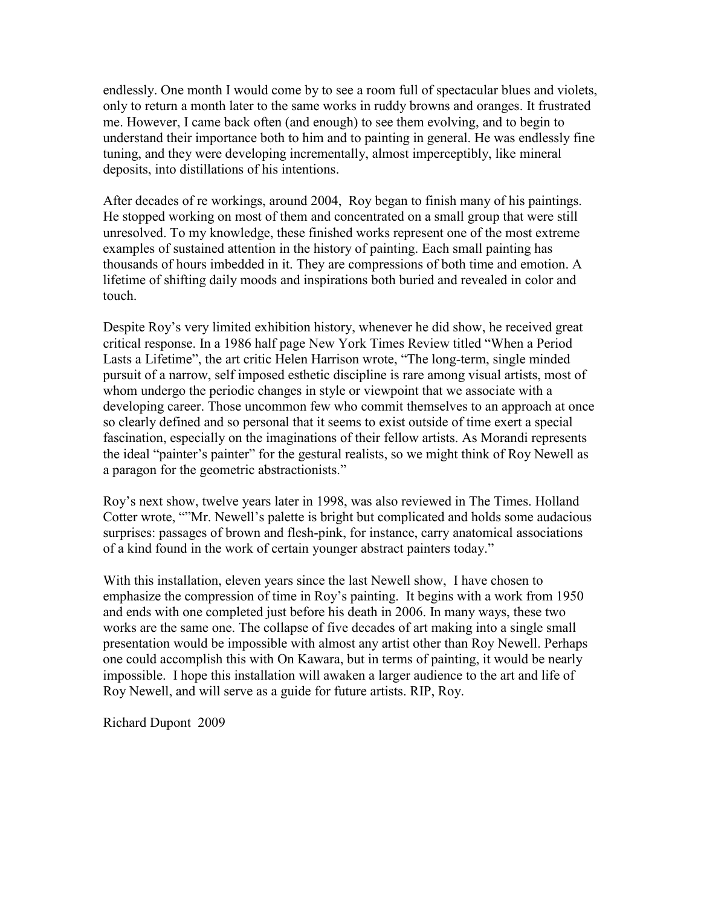endlessly. One month I would come by to see a room full of spectacular blues and violets, only to return a month later to the same works in ruddy browns and oranges. It frustrated me. However, I came back often (and enough) to see them evolving, and to begin to understand their importance both to him and to painting in general. He was endlessly fine tuning, and they were developing incrementally, almost imperceptibly, like mineral deposits, into distillations of his intentions.

After decades of re workings, around 2004, Roy began to finish many of his paintings. He stopped working on most of them and concentrated on a small group that were still unresolved. To my knowledge, these finished works represent one of the most extreme examples of sustained attention in the history of painting. Each small painting has thousands of hours imbedded in it. They are compressions of both time and emotion. A lifetime of shifting daily moods and inspirations both buried and revealed in color and touch.

Despite Roy's very limited exhibition history, whenever he did show, he received great critical response. In a 1986 half page New York Times Review titled "When a Period Lasts a Lifetime", the art critic Helen Harrison wrote, "The long-term, single minded pursuit of a narrow, self imposed esthetic discipline is rare among visual artists, most of whom undergo the periodic changes in style or viewpoint that we associate with a developing career. Those uncommon few who commit themselves to an approach at once so clearly defined and so personal that it seems to exist outside of time exert a special fascination, especially on the imaginations of their fellow artists. As Morandi represents the ideal "painter's painter" for the gestural realists, so we might think of Roy Newell as a paragon for the geometric abstractionists."

Roy's next show, twelve years later in 1998, was also reviewed in The Times. Holland Cotter wrote, ""Mr. Newell's palette is bright but complicated and holds some audacious surprises: passages of brown and flesh-pink, for instance, carry anatomical associations of a kind found in the work of certain younger abstract painters today."

With this installation, eleven years since the last Newell show, I have chosen to emphasize the compression of time in Roy's painting. It begins with a work from 1950 and ends with one completed just before his death in 2006. In many ways, these two works are the same one. The collapse of five decades of art making into a single small presentation would be impossible with almost any artist other than Roy Newell. Perhaps one could accomplish this with On Kawara, but in terms of painting, it would be nearly impossible. I hope this installation will awaken a larger audience to the art and life of Roy Newell, and will serve as a guide for future artists. RIP, Roy.

Richard Dupont 2009